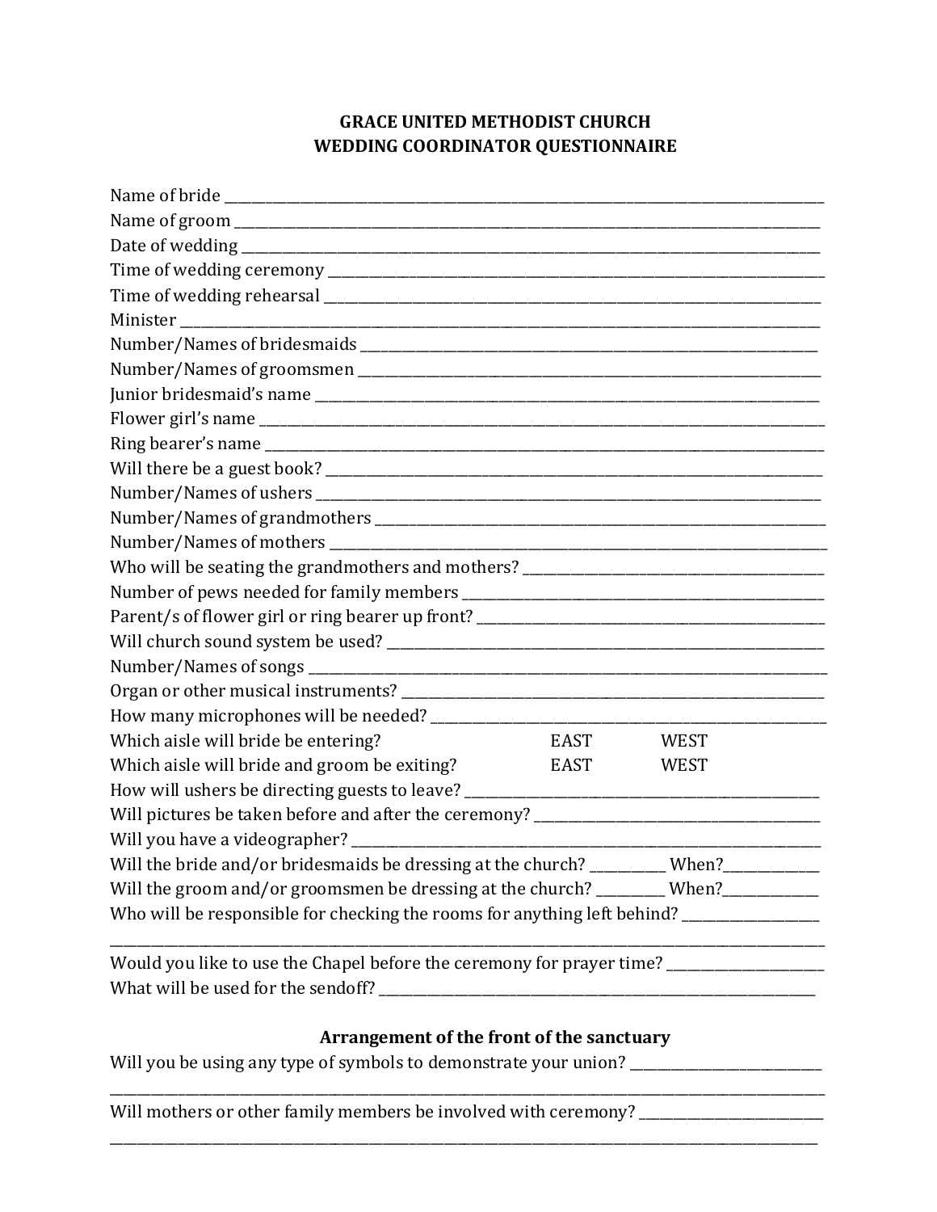# GRACE UNITED METHODIST CHURCH
# WEDDING COORDINATOR QUESTIONNAIRE

Name of bride ___________________________________________________________________________

Name of groom __________________________________________________________________________

Date of wedding _________________________________________________________________________

Time of wedding ceremony ________________________________________________________________

Time of wedding rehearsal ________________________________________________________________

Minister _______________________________________________________________________________

Number/Names of bridesmaids _____________________________________________________________

Number/Names of groomsmen ______________________________________________________________

Junior bridesmaid's name _________________________________________________________________

Flower girl's name _______________________________________________________________________

Ring bearer's name _______________________________________________________________________

Will there be a guest book? ________________________________________________________________

Number/Names of ushers _________________________________________________________________

Number/Names of grandmothers ____________________________________________________________

Number/Names of mothers _________________________________________________________________

Who will be seating the grandmothers and mothers? ____________________________________________

Number of pews needed for family members __________________________________________________

Parent/s of flower girl or ring bearer up front? _________________________________________________

Will church sound system be used? __________________________________________________________

Number/Names of songs ___________________________________________________________________

Organ or other musical instruments? _________________________________________________________

How many microphones will be needed? ______________________________________________________

Which aisle will bride be entering? EAST WEST

Which aisle will bride and groom be exiting? EAST WEST

How will ushers be directing guests to leave? __________________________________________________

Will pictures be taken before and after the ceremony? ___________________________________________

Will you have a videographer? ______________________________________________________________

Will the bride and/or bridesmaids be dressing at the church? __________ When?____________

Will the groom and/or groomsmen be dressing at the church? _________ When?____________

Who will be responsible for checking the rooms for anything left behind? __________________

_____________________________________________________________________________________

Would you like to use the Chapel before the ceremony for prayer time? _____________________

What will be used for the sendoff? _________________________________________________________

## Arrangement of the front of the sanctuary

Will you be using any type of symbols to demonstrate your union? __________________________

_____________________________________________________________________________________

Will mothers or other family members be involved with ceremony? _________________________

_____________________________________________________________________________________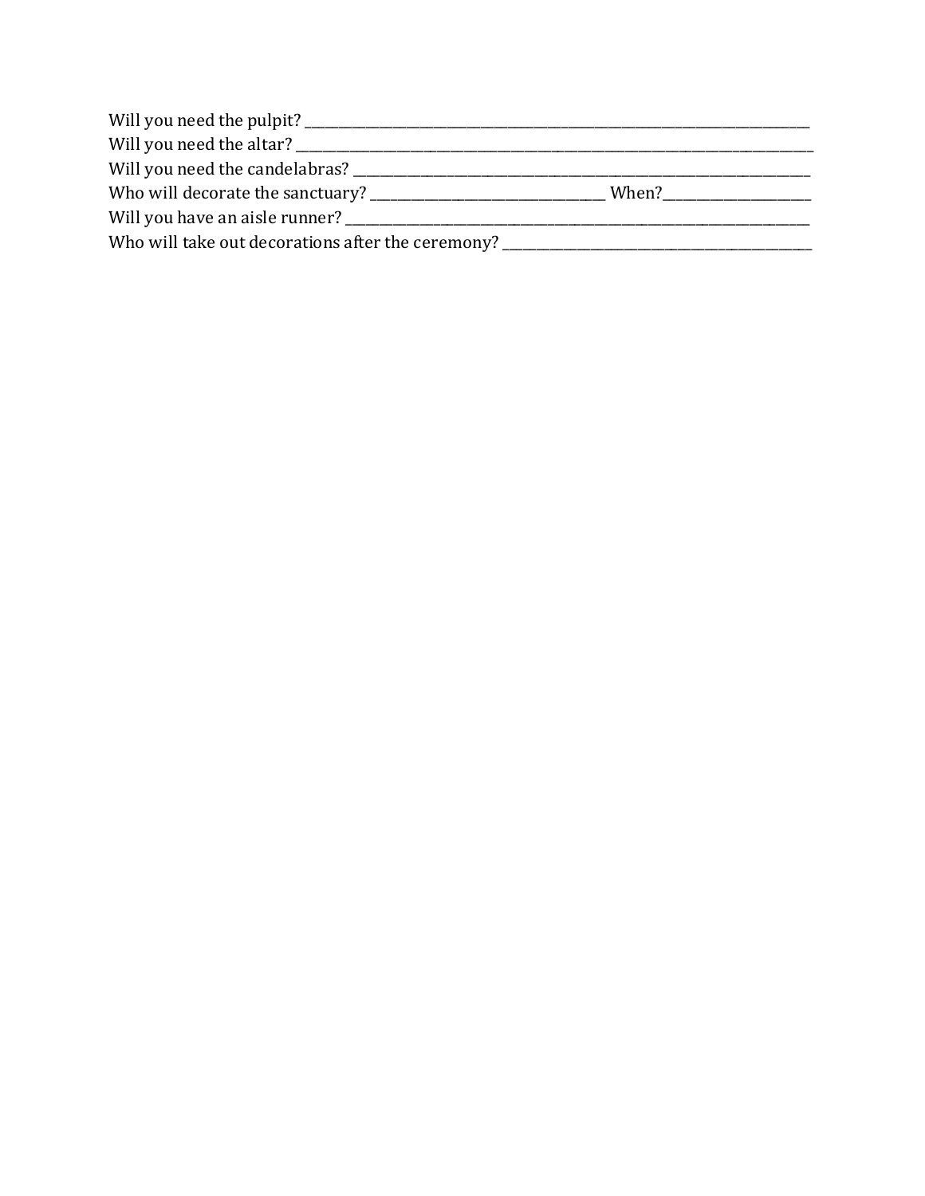Will you need the pulpit? ___________________________________________________________________________

Will you need the altar? _____________________________________________________________________________

Will you need the candelabras? ____________________________________________________________________

Who will decorate the sanctuary? _________________________________ When?_____________________

Will you have an aisle runner? _____________________________________________________________________

Who will take out decorations after the ceremony? ______________________________________________